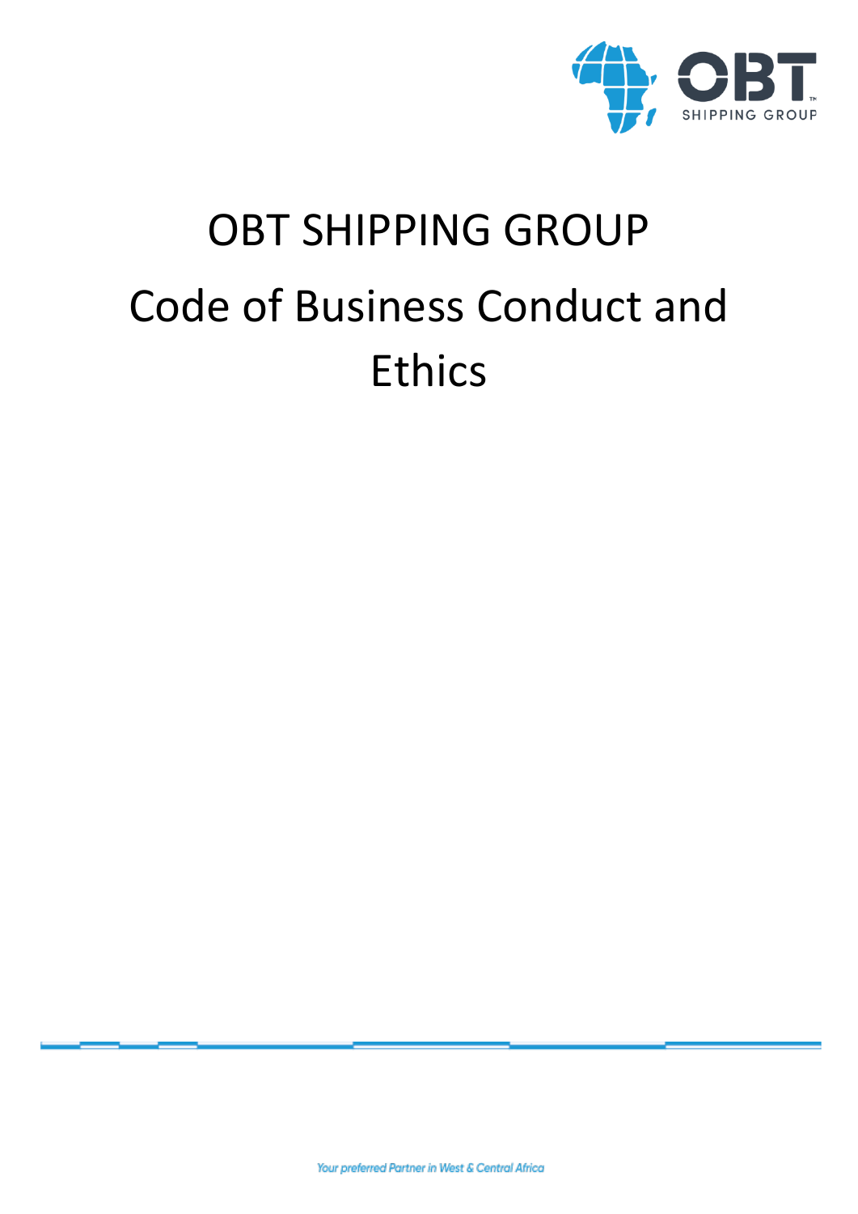# OBT SHIPPING GROUP

# Code of Business Conduct and Ethics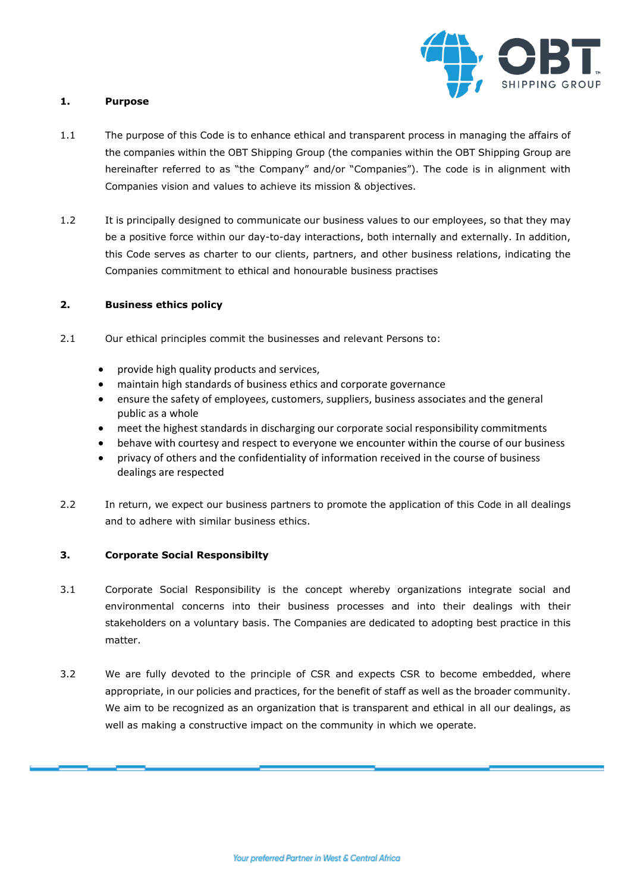## 1. Purpose

1.1 The purpose of this Code is to enhance ethical and transparent process in managing the affairs of the companies within the OBT Shipping Group (the companies within the OBT Shipping Group are hereinafter referred to as "the Company" and/or "Companies"). The code is in alignment with Companies vision and values to achieve its mission & objectives.

1.2 It is principally designed to communicate our business values to our employees, so that they may be a positive force within our day-to-day interactions, both internally and externally. In addition, this Code serves as charter to our clients, partners, and other business relations, indicating the Companies commitment to ethical and honourable business practises

## 2. Business ethics policy

2.1 Our ethical principles commit the businesses and relevant Persons to:

- provide high quality products and services,
- maintain high standards of business ethics and corporate governance
- ensure the safety of employees, customers, suppliers, business associates and the general public as a whole
- meet the highest standards in discharging our corporate social responsibility commitments
- behave with courtesy and respect to everyone we encounter within the course of our business
- privacy of others and the confidentiality of information received in the course of business dealings are respected

2.2 In return, we expect our business partners to promote the application of this Code in all dealings and to adhere with similar business ethics.

## 3. Corporate Social Responsibilty

3.1 Corporate Social Responsibility is the concept whereby organizations integrate social and environmental concerns into their business processes and into their dealings with their stakeholders on a voluntary basis. The Companies are dedicated to adopting best practice in this matter.

3.2 We are fully devoted to the principle of CSR and expects CSR to become embedded, where appropriate, in our policies and practices, for the benefit of staff as well as the broader community. We aim to be recognized as an organization that is transparent and ethical in all our dealings, as well as making a constructive impact on the community in which we operate.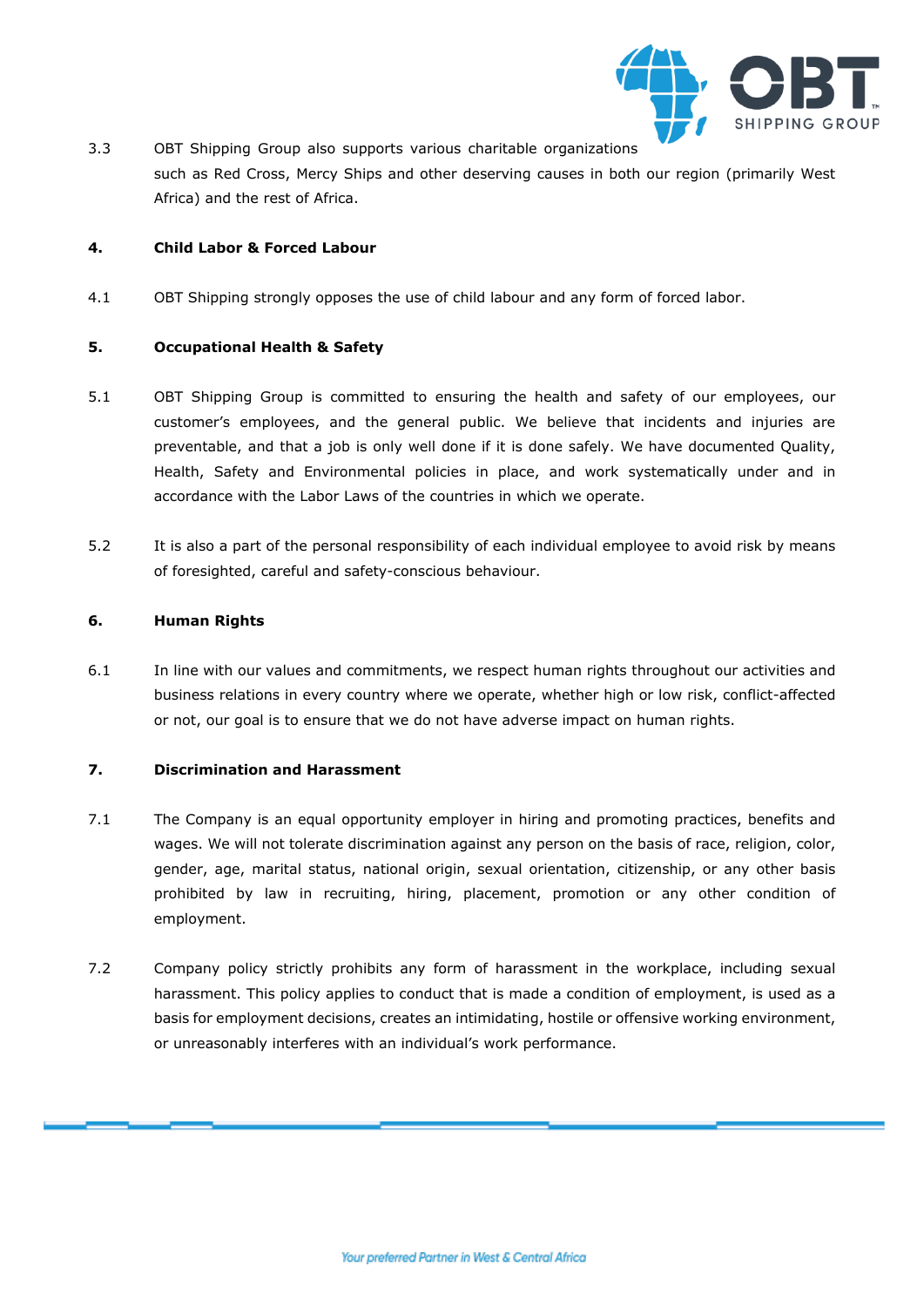3.3 OBT Shipping Group also supports various charitable organizations such as Red Cross, Mercy Ships and other deserving causes in both our region (primarily West Africa) and the rest of Africa.

## 4. Child Labor & Forced Labour

4.1 OBT Shipping strongly opposes the use of child labour and any form of forced labor.

## 5. Occupational Health & Safety

5.1 OBT Shipping Group is committed to ensuring the health and safety of our employees, our customer's employees, and the general public. We believe that incidents and injuries are preventable, and that a job is only well done if it is done safely. We have documented Quality, Health, Safety and Environmental policies in place, and work systematically under and in accordance with the Labor Laws of the countries in which we operate.

5.2 It is also a part of the personal responsibility of each individual employee to avoid risk by means of foresighted, careful and safety-conscious behaviour.

## 6. Human Rights

6.1 In line with our values and commitments, we respect human rights throughout our activities and business relations in every country where we operate, whether high or low risk, conflict-affected or not, our goal is to ensure that we do not have adverse impact on human rights.

## 7. Discrimination and Harassment

7.1 The Company is an equal opportunity employer in hiring and promoting practices, benefits and wages. We will not tolerate discrimination against any person on the basis of race, religion, color, gender, age, marital status, national origin, sexual orientation, citizenship, or any other basis prohibited by law in recruiting, hiring, placement, promotion or any other condition of employment.

7.2 Company policy strictly prohibits any form of harassment in the workplace, including sexual harassment. This policy applies to conduct that is made a condition of employment, is used as a basis for employment decisions, creates an intimidating, hostile or offensive working environment, or unreasonably interferes with an individual's work performance.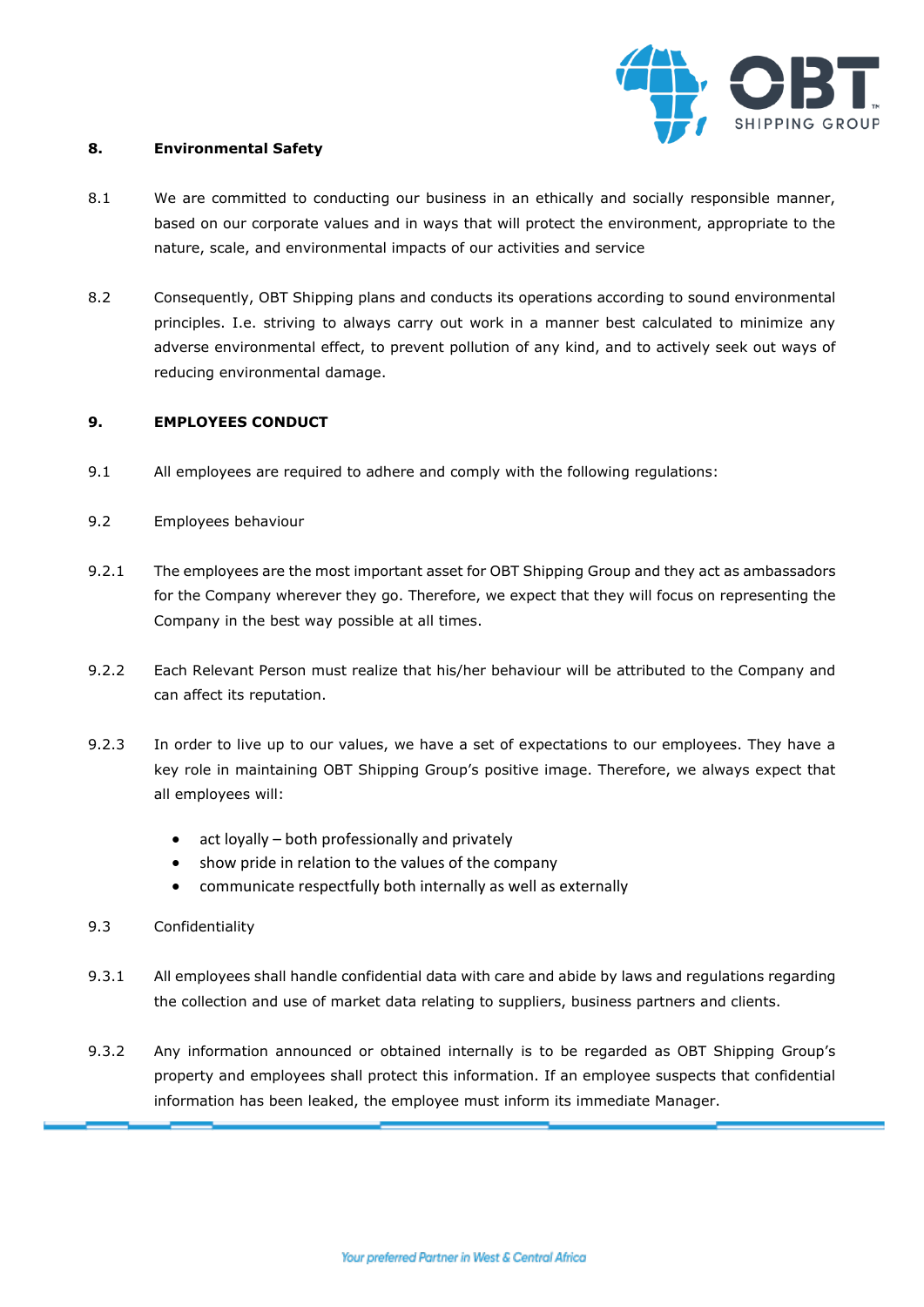**8. Environmental Safety**

8.1 We are committed to conducting our business in an ethically and socially responsible manner, based on our corporate values and in ways that will protect the environment, appropriate to the nature, scale, and environmental impacts of our activities and service

8.2 Consequently, OBT Shipping plans and conducts its operations according to sound environmental principles. I.e. striving to always carry out work in a manner best calculated to minimize any adverse environmental effect, to prevent pollution of any kind, and to actively seek out ways of reducing environmental damage.

**9. EMPLOYEES CONDUCT**

9.1 All employees are required to adhere and comply with the following regulations:

9.2 Employees behaviour

9.2.1 The employees are the most important asset for OBT Shipping Group and they act as ambassadors for the Company wherever they go. Therefore, we expect that they will focus on representing the Company in the best way possible at all times.

9.2.2 Each Relevant Person must realize that his/her behaviour will be attributed to the Company and can affect its reputation.

9.2.3 In order to live up to our values, we have a set of expectations to our employees. They have a key role in maintaining OBT Shipping Group's positive image. Therefore, we always expect that all employees will:

- act loyally – both professionally and privately
- show pride in relation to the values of the company
- communicate respectfully both internally as well as externally

9.3 Confidentiality

9.3.1 All employees shall handle confidential data with care and abide by laws and regulations regarding the collection and use of market data relating to suppliers, business partners and clients.

9.3.2 Any information announced or obtained internally is to be regarded as OBT Shipping Group's property and employees shall protect this information. If an employee suspects that confidential information has been leaked, the employee must inform its immediate Manager.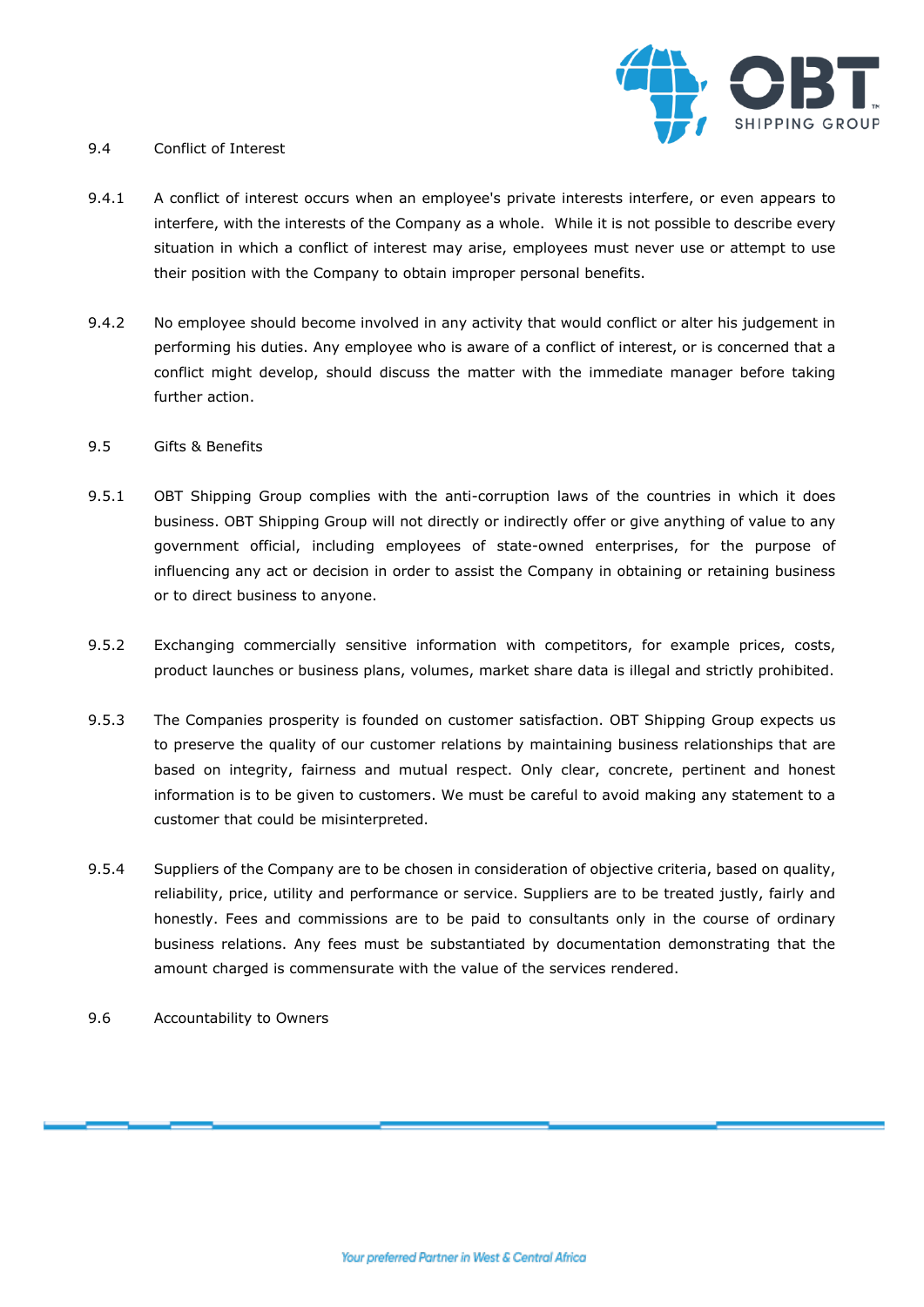### 9.4 Conflict of Interest

9.4.1 A conflict of interest occurs when an employee's private interests interfere, or even appears to interfere, with the interests of the Company as a whole. While it is not possible to describe every situation in which a conflict of interest may arise, employees must never use or attempt to use their position with the Company to obtain improper personal benefits.

9.4.2 No employee should become involved in any activity that would conflict or alter his judgement in performing his duties. Any employee who is aware of a conflict of interest, or is concerned that a conflict might develop, should discuss the matter with the immediate manager before taking further action.

### 9.5 Gifts & Benefits

9.5.1 OBT Shipping Group complies with the anti-corruption laws of the countries in which it does business. OBT Shipping Group will not directly or indirectly offer or give anything of value to any government official, including employees of state-owned enterprises, for the purpose of influencing any act or decision in order to assist the Company in obtaining or retaining business or to direct business to anyone.

9.5.2 Exchanging commercially sensitive information with competitors, for example prices, costs, product launches or business plans, volumes, market share data is illegal and strictly prohibited.

9.5.3 The Companies prosperity is founded on customer satisfaction. OBT Shipping Group expects us to preserve the quality of our customer relations by maintaining business relationships that are based on integrity, fairness and mutual respect. Only clear, concrete, pertinent and honest information is to be given to customers. We must be careful to avoid making any statement to a customer that could be misinterpreted.

9.5.4 Suppliers of the Company are to be chosen in consideration of objective criteria, based on quality, reliability, price, utility and performance or service. Suppliers are to be treated justly, fairly and honestly. Fees and commissions are to be paid to consultants only in the course of ordinary business relations. Any fees must be substantiated by documentation demonstrating that the amount charged is commensurate with the value of the services rendered.

### 9.6 Accountability to Owners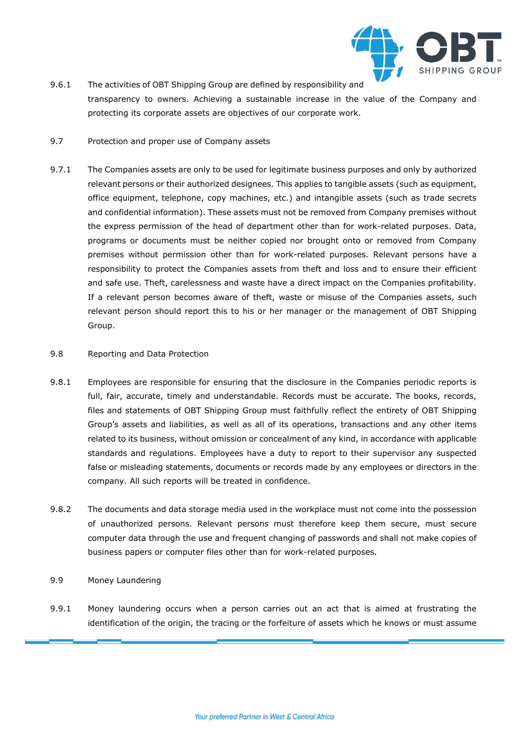9.6.1 The activities of OBT Shipping Group are defined by responsibility and transparency to owners. Achieving a sustainable increase in the value of the Company and protecting its corporate assets are objectives of our corporate work.

9.7 Protection and proper use of Company assets

9.7.1 The Companies assets are only to be used for legitimate business purposes and only by authorized relevant persons or their authorized designees. This applies to tangible assets (such as equipment, office equipment, telephone, copy machines, etc.) and intangible assets (such as trade secrets and confidential information). These assets must not be removed from Company premises without the express permission of the head of department other than for work-related purposes. Data, programs or documents must be neither copied nor brought onto or removed from Company premises without permission other than for work-related purposes. Relevant persons have a responsibility to protect the Companies assets from theft and loss and to ensure their efficient and safe use. Theft, carelessness and waste have a direct impact on the Companies profitability. If a relevant person becomes aware of theft, waste or misuse of the Companies assets, such relevant person should report this to his or her manager or the management of OBT Shipping Group.

9.8 Reporting and Data Protection

9.8.1 Employees are responsible for ensuring that the disclosure in the Companies periodic reports is full, fair, accurate, timely and understandable. Records must be accurate. The books, records, files and statements of OBT Shipping Group must faithfully reflect the entirety of OBT Shipping Group's assets and liabilities, as well as all of its operations, transactions and any other items related to its business, without omission or concealment of any kind, in accordance with applicable standards and regulations. Employees have a duty to report to their supervisor any suspected false or misleading statements, documents or records made by any employees or directors in the company. All such reports will be treated in confidence.

9.8.2 The documents and data storage media used in the workplace must not come into the possession of unauthorized persons. Relevant persons must therefore keep them secure, must secure computer data through the use and frequent changing of passwords and shall not make copies of business papers or computer files other than for work-related purposes.

9.9 Money Laundering

9.9.1 Money laundering occurs when a person carries out an act that is aimed at frustrating the identification of the origin, the tracing or the forfeiture of assets which he knows or must assume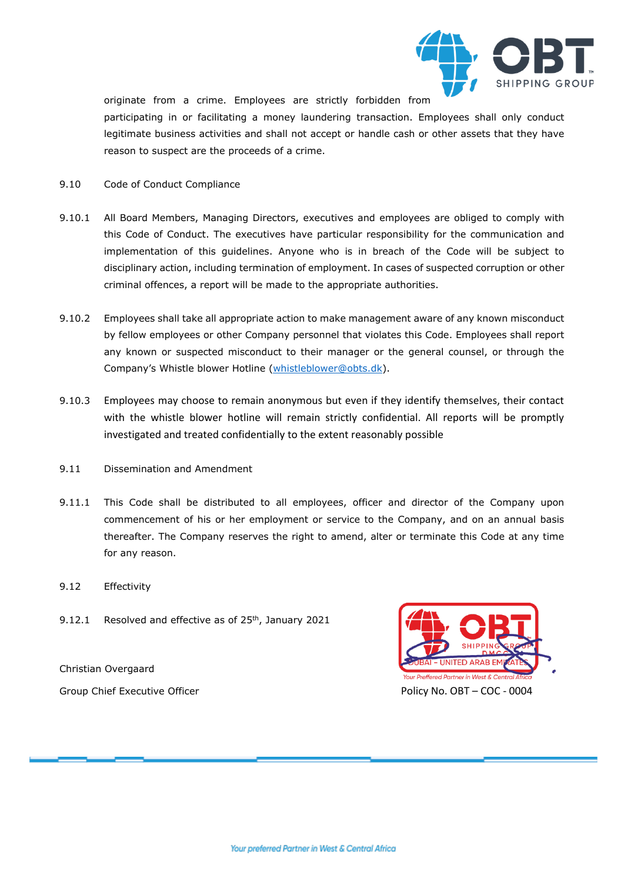originate from a crime. Employees are strictly forbidden from participating in or facilitating a money laundering transaction. Employees shall only conduct legitimate business activities and shall not accept or handle cash or other assets that they have reason to suspect are the proceeds of a crime.

9.10 Code of Conduct Compliance

9.10.1 All Board Members, Managing Directors, executives and employees are obliged to comply with this Code of Conduct. The executives have particular responsibility for the communication and implementation of this guidelines. Anyone who is in breach of the Code will be subject to disciplinary action, including termination of employment. In cases of suspected corruption or other criminal offences, a report will be made to the appropriate authorities.

9.10.2 Employees shall take all appropriate action to make management aware of any known misconduct by fellow employees or other Company personnel that violates this Code. Employees shall report any known or suspected misconduct to their manager or the general counsel, or through the Company's Whistle blower Hotline (whistleblower@obts.dk).

9.10.3 Employees may choose to remain anonymous but even if they identify themselves, their contact with the whistle blower hotline will remain strictly confidential. All reports will be promptly investigated and treated confidentially to the extent reasonably possible

9.11 Dissemination and Amendment

9.11.1 This Code shall be distributed to all employees, officer and director of the Company upon commencement of his or her employment or service to the Company, and on an annual basis thereafter. The Company reserves the right to amend, alter or terminate this Code at any time for any reason.

9.12 Effectivity

9.12.1 Resolved and effective as of 25th, January 2021

OBT SHIPPING GROUP DMCC
DUBAI – UNITED ARAB EMIRATES
*Your Preffered Partner in West & Central Africa*

Christian Overgaard

Group Chief Executive Officer

Policy No. OBT – COC - 0004